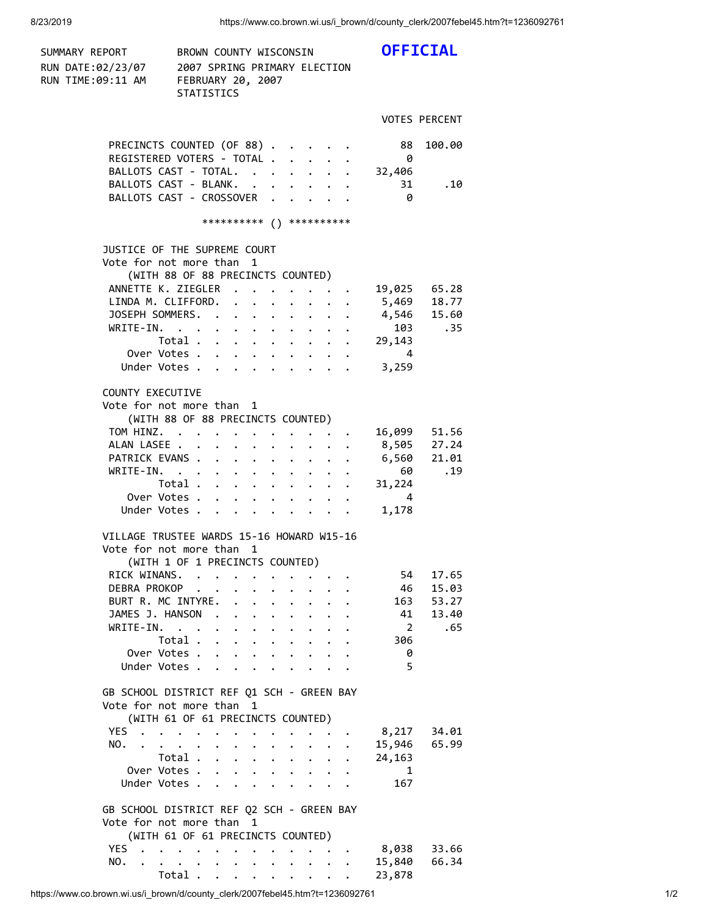SUMMARY REPORT — BROWN COUNTY WISCONSIN — **OFFICIAL**

RUN DATE:02/23/07 — 2007 SPRING PRIMARY ELECTION

RUN TIME:09:11 AM — FEBRUARY 20, 2007

STATISTICS

| | VOTES | PERCENT |
|---|---|---|
| PRECINCTS COUNTED (OF 88) | 88 | 100.00 |
| REGISTERED VOTERS - TOTAL | 0 | |
| BALLOTS CAST - TOTAL. | 32,406 | |
| BALLOTS CAST - BLANK. | 31 | .10 |
| BALLOTS CAST - CROSSOVER | 0 | |

********** () **********

## JUSTICE OF THE SUPREME COURT

Vote for not more than 1

(WITH 88 OF 88 PRECINCTS COUNTED)

| | VOTES | PERCENT |
|---|---|---|
| ANNETTE K. ZIEGLER | 19,025 | 65.28 |
| LINDA M. CLIFFORD. | 5,469 | 18.77 |
| JOSEPH SOMMERS. | 4,546 | 15.60 |
| WRITE-IN. | 103 | .35 |
| Total | 29,143 | |
| Over Votes | 4 | |
| Under Votes | 3,259 | |

## COUNTY EXECUTIVE

Vote for not more than 1

(WITH 88 OF 88 PRECINCTS COUNTED)

| | VOTES | PERCENT |
|---|---|---|
| TOM HINZ. | 16,099 | 51.56 |
| ALAN LASEE | 8,505 | 27.24 |
| PATRICK EVANS | 6,560 | 21.01 |
| WRITE-IN. | 60 | .19 |
| Total | 31,224 | |
| Over Votes | 4 | |
| Under Votes | 1,178 | |

## VILLAGE TRUSTEE WARDS 15-16 HOWARD W15-16

Vote for not more than 1

(WITH 1 OF 1 PRECINCTS COUNTED)

| | VOTES | PERCENT |
|---|---|---|
| RICK WINANS. | 54 | 17.65 |
| DEBRA PROKOP | 46 | 15.03 |
| BURT R. MC INTYRE. | 163 | 53.27 |
| JAMES J. HANSON | 41 | 13.40 |
| WRITE-IN. | 2 | .65 |
| Total | 306 | |
| Over Votes | 0 | |
| Under Votes | 5 | |

## GB SCHOOL DISTRICT REF Q1 SCH - GREEN BAY

Vote for not more than 1

(WITH 61 OF 61 PRECINCTS COUNTED)

| | VOTES | PERCENT |
|---|---|---|
| YES | 8,217 | 34.01 |
| NO. | 15,946 | 65.99 |
| Total | 24,163 | |
| Over Votes | 1 | |
| Under Votes | 167 | |

## GB SCHOOL DISTRICT REF Q2 SCH - GREEN BAY

Vote for not more than 1

(WITH 61 OF 61 PRECINCTS COUNTED)

| | VOTES | PERCENT |
|---|---|---|
| YES | 8,038 | 33.66 |
| NO. | 15,840 | 66.34 |
| Total | 23,878 | |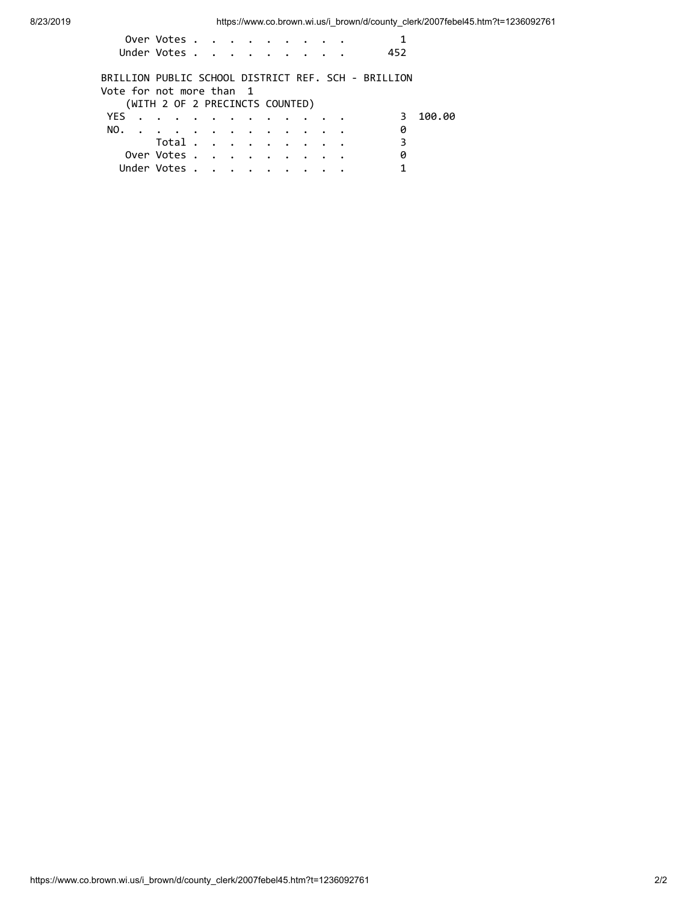| | | |
|---|---|---|
| Over Votes | 1 | |
| Under Votes | 452 | |

BRILLION PUBLIC SCHOOL DISTRICT REF. SCH - BRILLION
Vote for not more than 1
(WITH 2 OF 2 PRECINCTS COUNTED)

| | | |
|---|---|---|
| YES | 3 | 100.00 |
| NO. | 0 | |
| Total | 3 | |
| Over Votes | 0 | |
| Under Votes | 1 | |